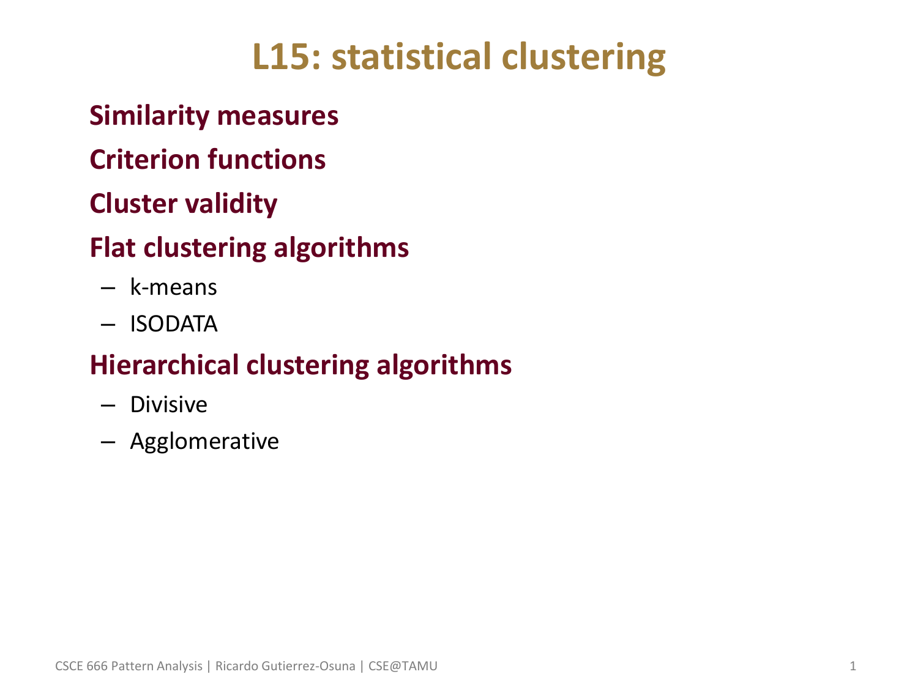# L15: statistical clustering

**Similarity measures**

**Criterion functions**

**Cluster validity**

**Flat clustering algorithms**

- k-means
- ISODATA

**Hierarchical clustering algorithms**

- Divisive
- Agglomerative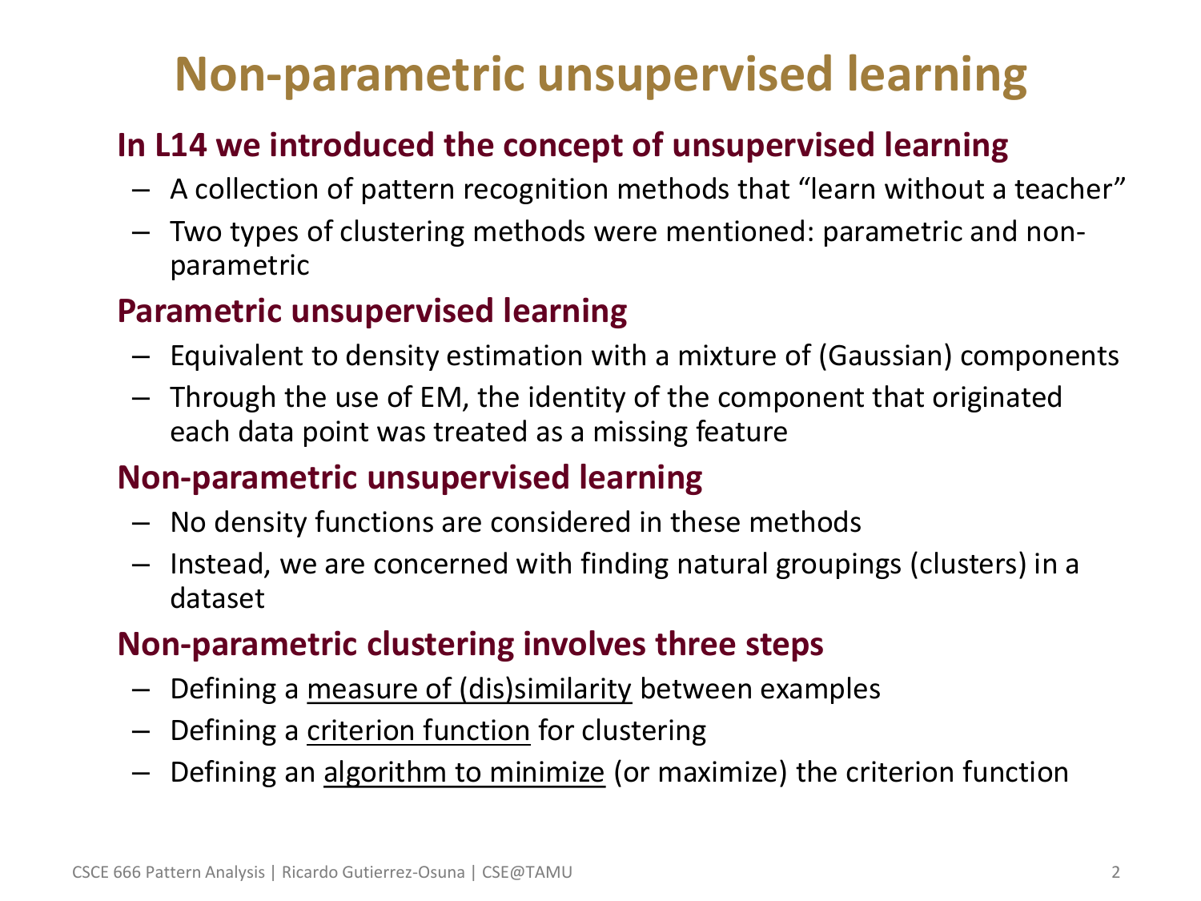# Non-parametric unsupervised learning

## In L14 we introduced the concept of unsupervised learning

- A collection of pattern recognition methods that "learn without a teacher"
- Two types of clustering methods were mentioned: parametric and non-parametric

## Parametric unsupervised learning

- Equivalent to density estimation with a mixture of (Gaussian) components
- Through the use of EM, the identity of the component that originated each data point was treated as a missing feature

## Non-parametric unsupervised learning

- No density functions are considered in these methods
- Instead, we are concerned with finding natural groupings (clusters) in a dataset

## Non-parametric clustering involves three steps

- Defining a <u>measure of (dis)similarity</u> between examples
- Defining a <u>criterion function</u> for clustering
- Defining an <u>algorithm to minimize</u> (or maximize) the criterion function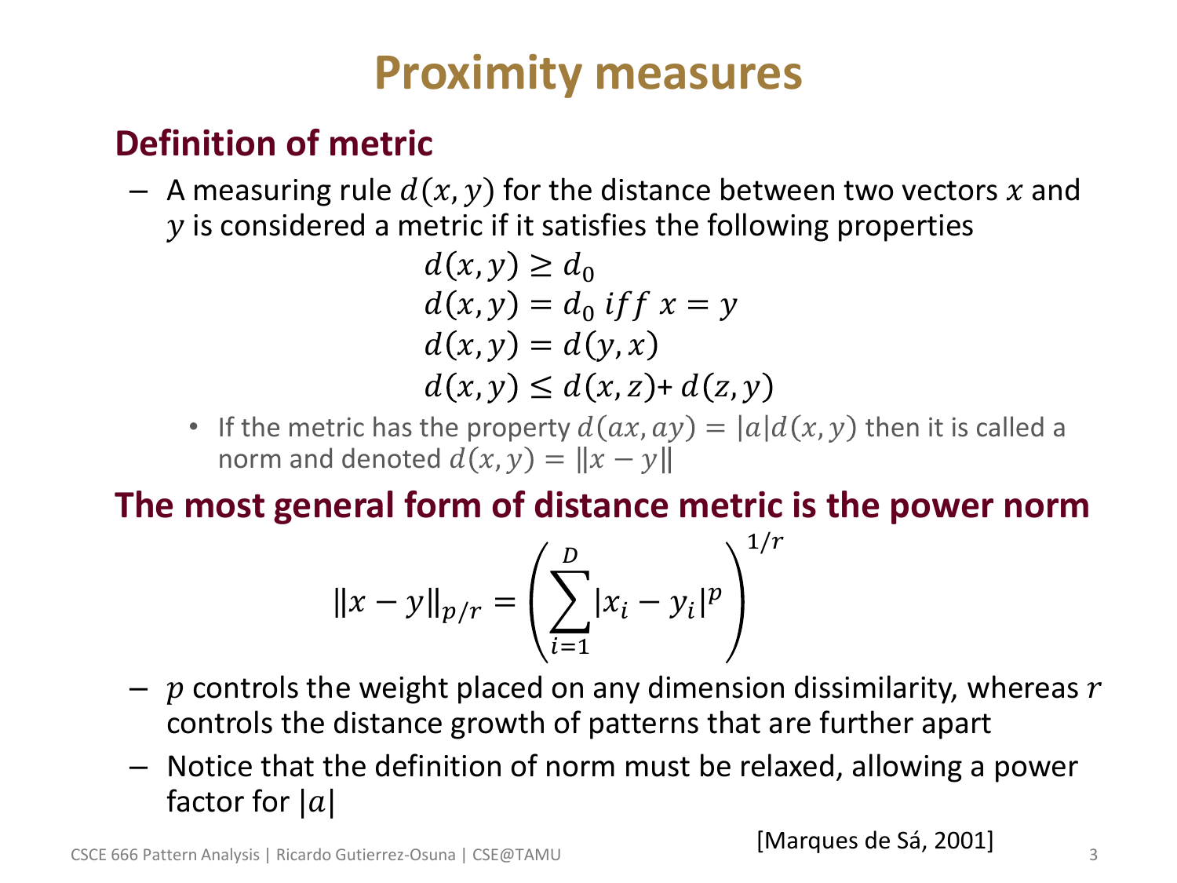# Proximity measures

## Definition of metric

- A measuring rule $d(x, y)$ for the distance between two vectors $x$ and $y$ is considered a metric if it satisfies the following properties

$$d(x, y) \geq d_0$$
$$d(x, y) = d_0 \; iff \; x = y$$
$$d(x, y) = d(y, x)$$
$$d(x, y) \leq d(x, z) + d(z, y)$$

  - If the metric has the property $d(ax, ay) = |a| d(x, y)$ then it is called a norm and denoted $d(x, y) = \|x - y\|$

## The most general form of distance metric is the power norm

$$\|x - y\|_{p/r} = \left( \sum_{i=1}^{D} |x_i - y_i|^p \right)^{1/r}$$

- $p$ controls the weight placed on any dimension dissimilarity, whereas $r$ controls the distance growth of patterns that are further apart
- Notice that the definition of norm must be relaxed, allowing a power factor for $|a|$

[Marques de Sá, 2001]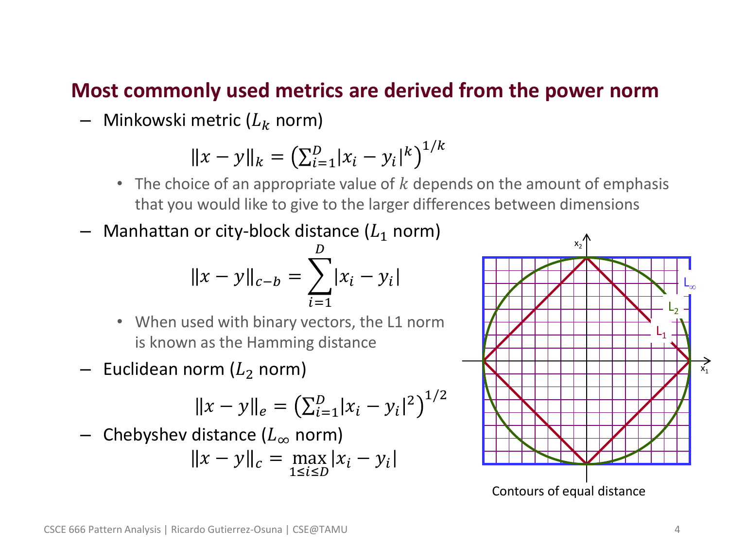## Most commonly used metrics are derived from the power norm

– Minkowski metric ($L_k$ norm)

$$\|x - y\|_k = \left(\sum_{i=1}^{D} |x_i - y_i|^k\right)^{1/k}$$

- The choice of an appropriate value of $k$ depends on the amount of emphasis that you would like to give to the larger differences between dimensions

– Manhattan or city-block distance ($L_1$ norm)

$$\|x - y\|_{c-b} = \sum_{i=1}^{D} |x_i - y_i|$$

- When used with binary vectors, the L1 norm is known as the Hamming distance

– Euclidean norm ($L_2$ norm)

$$\|x - y\|_e = \left(\sum_{i=1}^{D} |x_i - y_i|^2\right)^{1/2}$$

– Chebyshev distance ($L_\infty$ norm)

$$\|x - y\|_c = \max_{1 \le i \le D} |x_i - y_i|$$

Contours of equal distance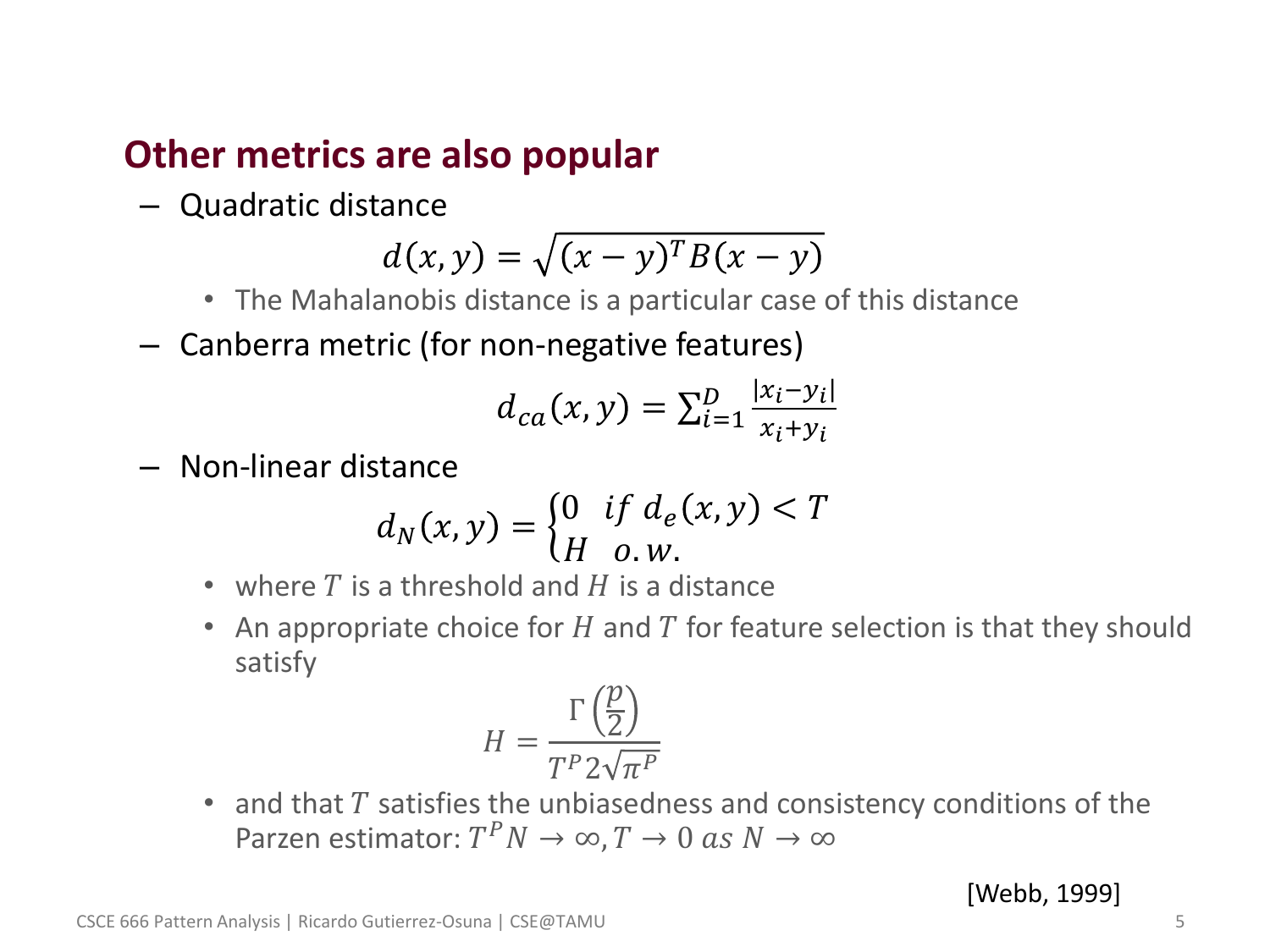## Other metrics are also popular

- Quadratic distance

$$d(x, y) = \sqrt{(x - y)^T B (x - y)}$$

  - The Mahalanobis distance is a particular case of this distance

- Canberra metric (for non-negative features)

$$d_{ca}(x, y) = \sum_{i=1}^{D} \frac{|x_i - y_i|}{x_i + y_i}$$

- Non-linear distance

$$d_N(x, y) = \begin{cases} 0 & if\ d_e(x, y) < T \\ H & o.w. \end{cases}$$

  - where $T$ is a threshold and $H$ is a distance
  - An appropriate choice for $H$ and $T$ for feature selection is that they should satisfy

$$H = \frac{\Gamma\left(\frac{p}{2}\right)}{T^P 2\sqrt{\pi^P}}$$

  - and that $T$ satisfies the unbiasedness and consistency conditions of the Parzen estimator: $T^P N \rightarrow \infty, T \rightarrow 0\ as\ N \rightarrow \infty$

[Webb, 1999]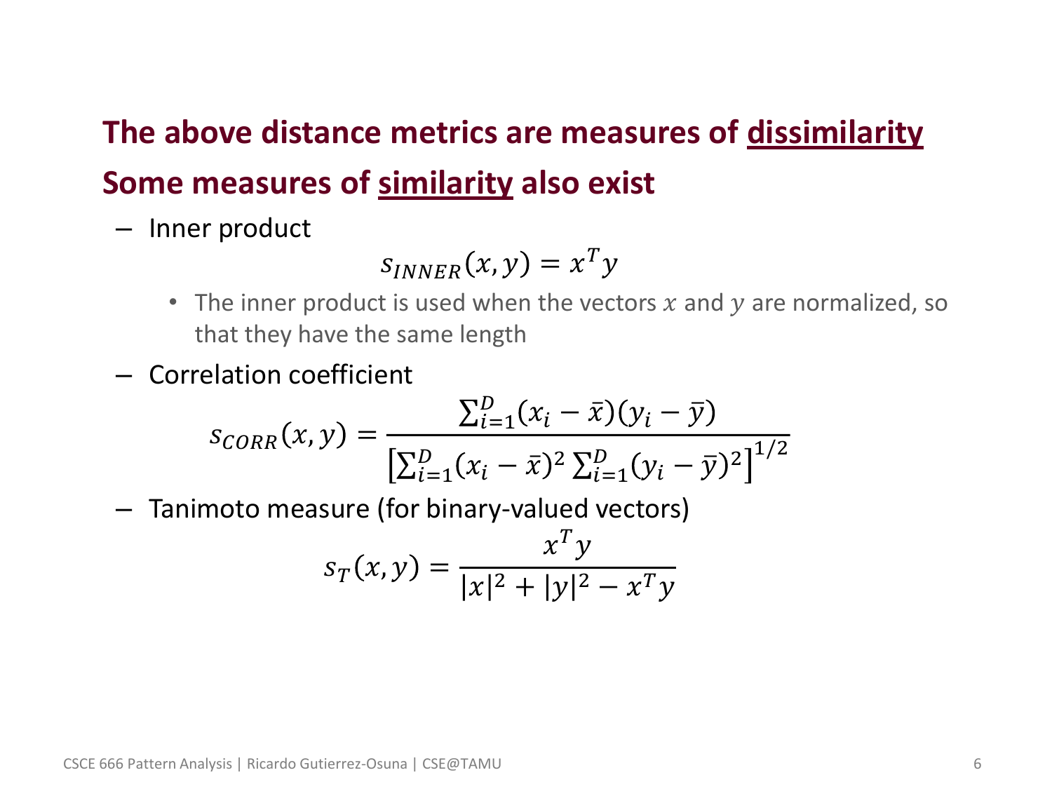**The above distance metrics are measures of <u>dissimilarity</u>**

**Some measures of <u>similarity</u> also exist**

- Inner product

$$s_{INNER}(x, y) = x^T y$$

  - The inner product is used when the vectors $x$ and $y$ are normalized, so that they have the same length

- Correlation coefficient

$$s_{CORR}(x, y) = \frac{\sum_{i=1}^{D}(x_i - \bar{x})(y_i - \bar{y})}{\left[\sum_{i=1}^{D}(x_i - \bar{x})^2 \sum_{i=1}^{D}(y_i - \bar{y})^2\right]^{1/2}}$$

- Tanimoto measure (for binary-valued vectors)

$$s_T(x, y) = \frac{x^T y}{|x|^2 + |y|^2 - x^T y}$$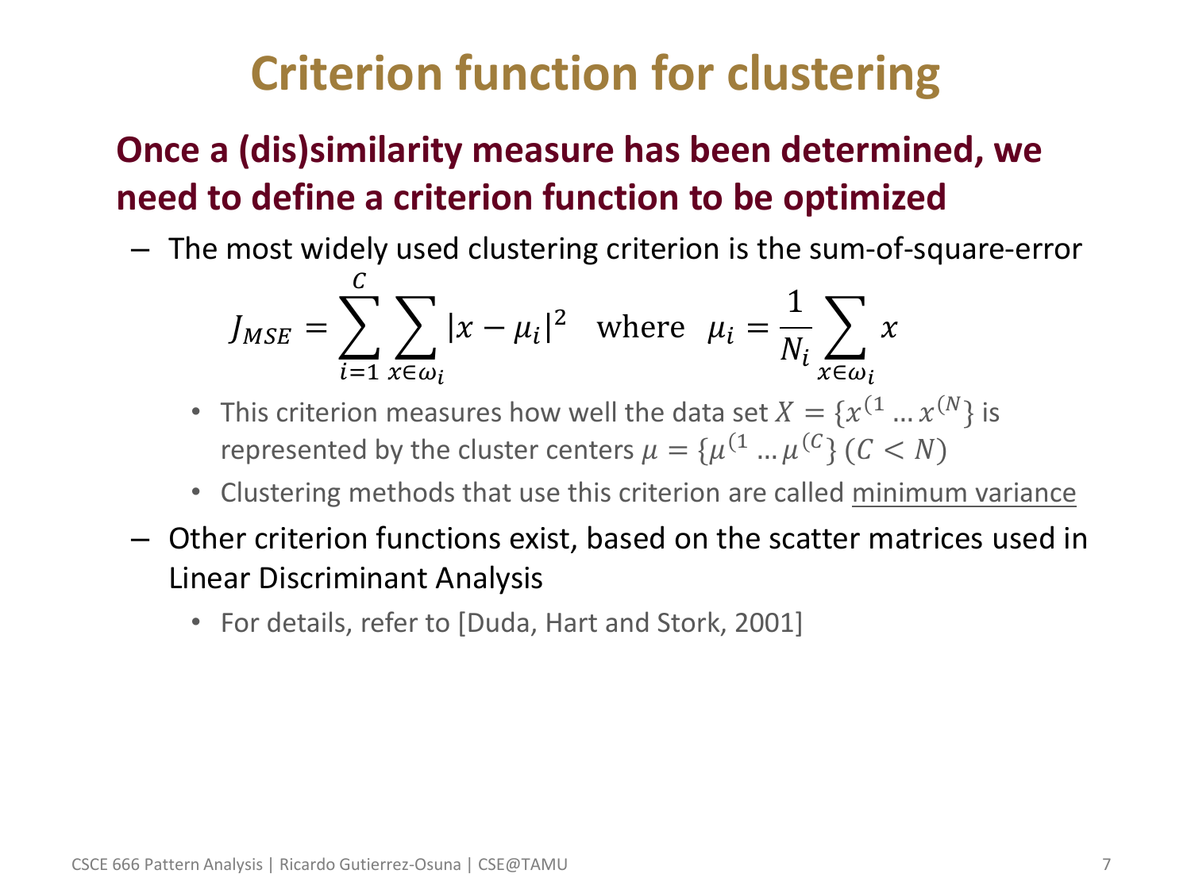# Criterion function for clustering

**Once a (dis)similarity measure has been determined, we need to define a criterion function to be optimized**

- The most widely used clustering criterion is the sum-of-square-error

$$J_{MSE} = \sum_{i=1}^{C} \sum_{x \in \omega_i} |x - \mu_i|^2 \quad \text{where} \quad \mu_i = \frac{1}{N_i} \sum_{x \in \omega_i} x$$

  - This criterion measures how well the data set $X = \{x^{(1} \dots x^{(N}\}$ is represented by the cluster centers $\mu = \{\mu^{(1} \dots \mu^{(C}\}$ $(C < N)$
  - Clustering methods that use this criterion are called minimum variance

- Other criterion functions exist, based on the scatter matrices used in Linear Discriminant Analysis
  - For details, refer to [Duda, Hart and Stork, 2001]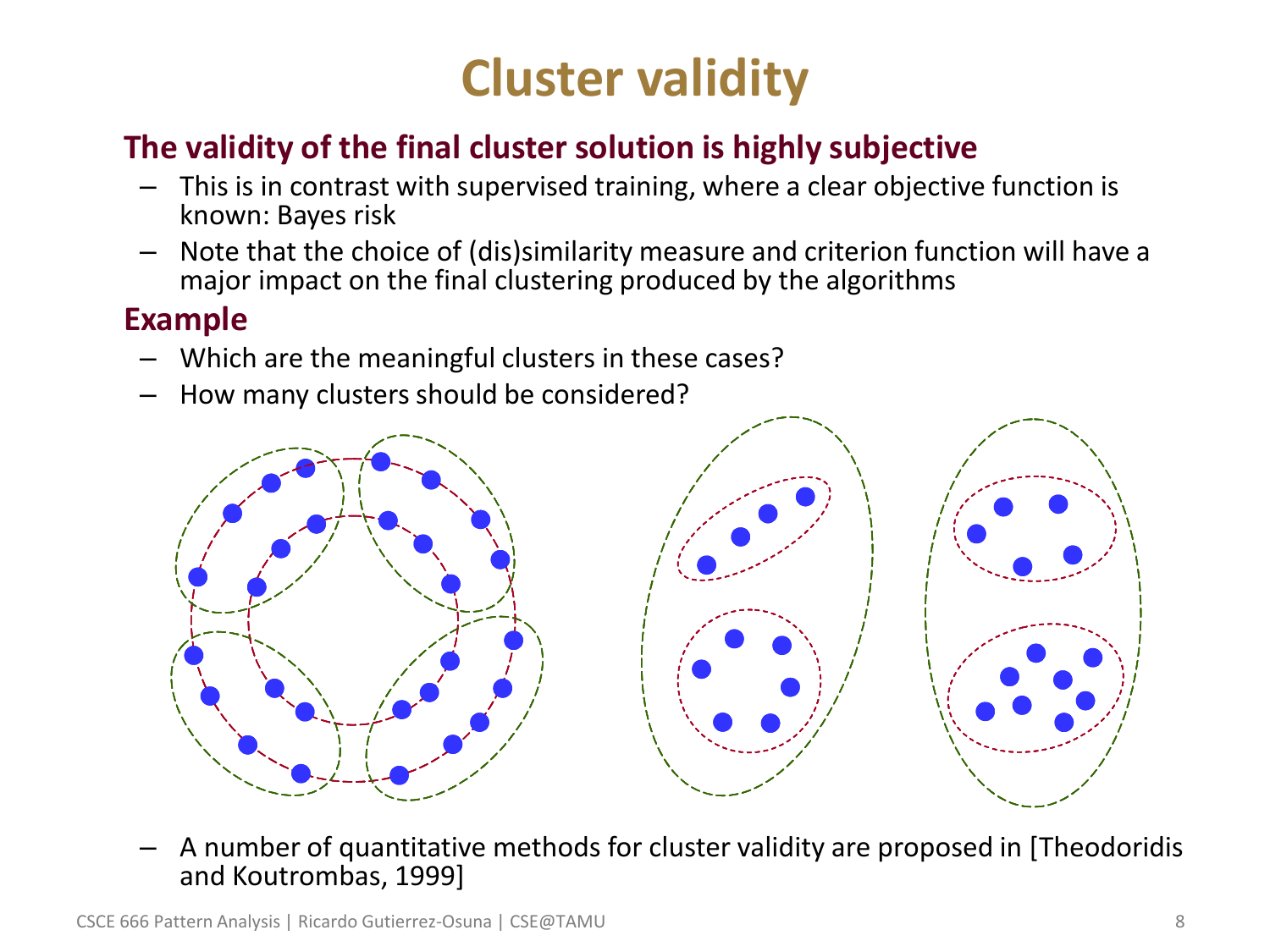# Cluster validity

**The validity of the final cluster solution is highly subjective**

- This is in contrast with supervised training, where a clear objective function is known: Bayes risk
- Note that the choice of (dis)similarity measure and criterion function will have a major impact on the final clustering produced by the algorithms

**Example**

- Which are the meaningful clusters in these cases?
- How many clusters should be considered?

- A number of quantitative methods for cluster validity are proposed in [Theodoridis and Koutrombas, 1999]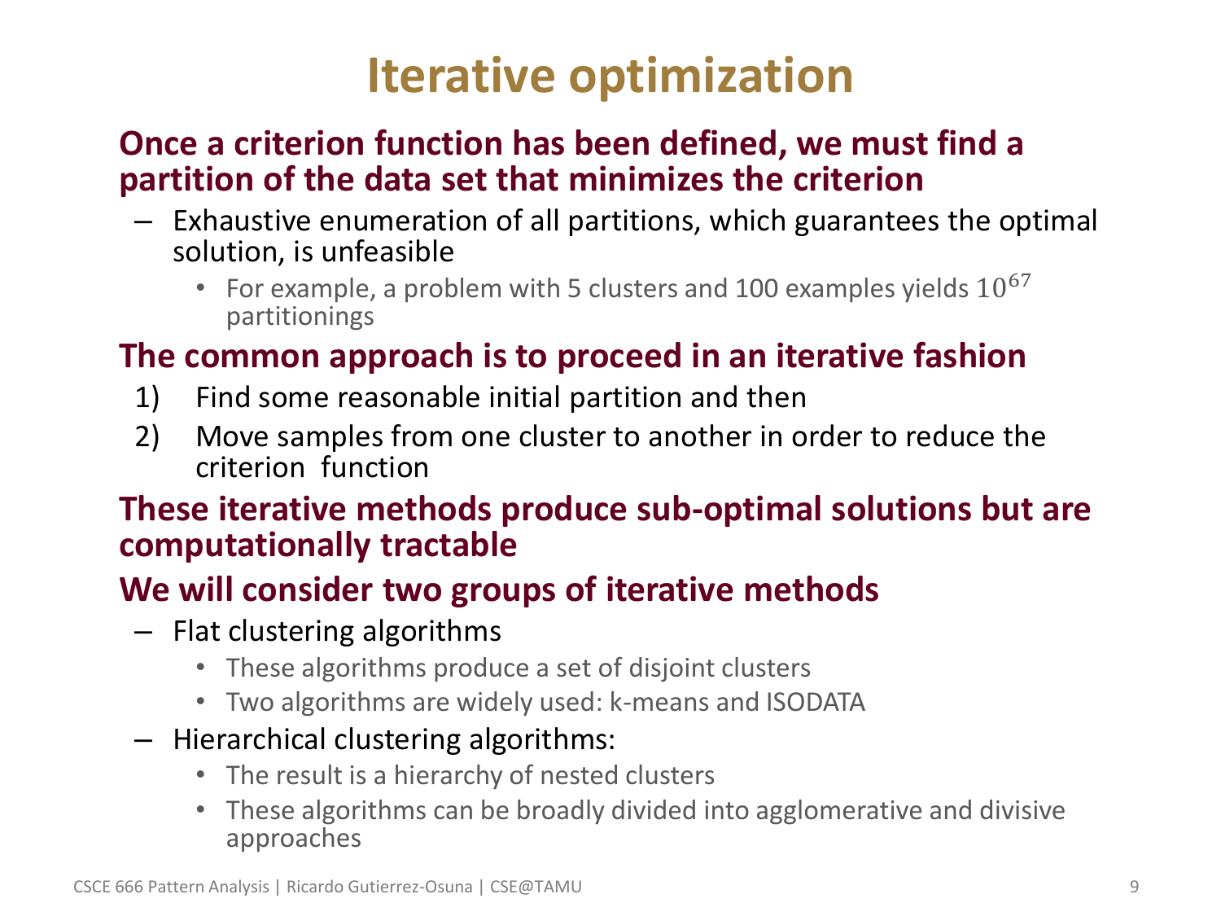# Iterative optimization

**Once a criterion function has been defined, we must find a partition of the data set that minimizes the criterion**

- Exhaustive enumeration of all partitions, which guarantees the optimal solution, is unfeasible
  - For example, a problem with 5 clusters and 100 examples yields $10^{67}$ partitionings

**The common approach is to proceed in an iterative fashion**

1) Find some reasonable initial partition and then
2) Move samples from one cluster to another in order to reduce the criterion function

**These iterative methods produce sub-optimal solutions but are computationally tractable**

**We will consider two groups of iterative methods**

- Flat clustering algorithms
  - These algorithms produce a set of disjoint clusters
  - Two algorithms are widely used: k-means and ISODATA
- Hierarchical clustering algorithms:
  - The result is a hierarchy of nested clusters
  - These algorithms can be broadly divided into agglomerative and divisive approaches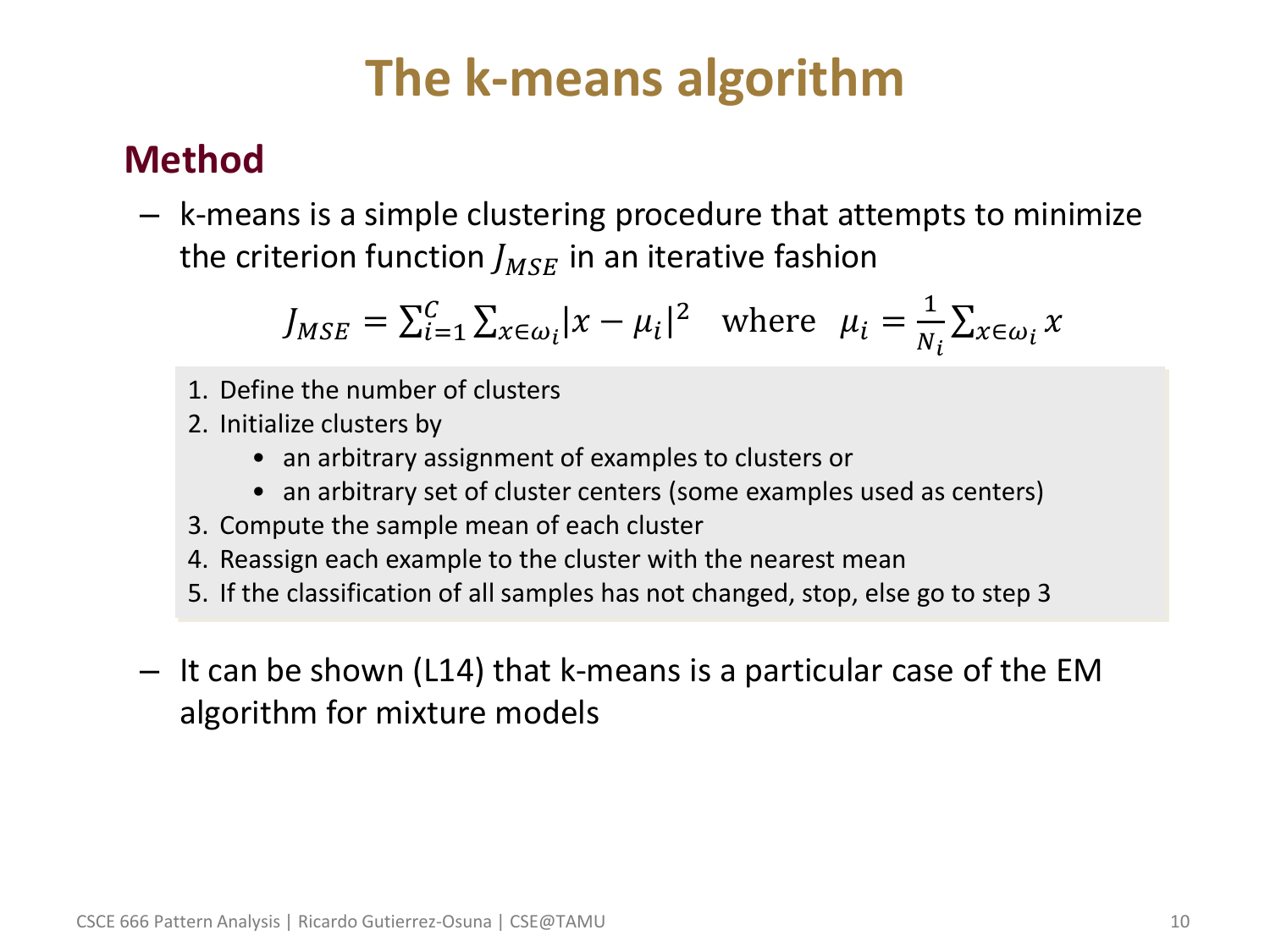# The k-means algorithm

## Method

- k-means is a simple clustering procedure that attempts to minimize the criterion function $J_{MSE}$ in an iterative fashion

$$J_{MSE} = \sum_{i=1}^{C} \sum_{x \in \omega_i} |x - \mu_i|^2 \quad \text{where} \quad \mu_i = \frac{1}{N_i} \sum_{x \in \omega_i} x$$

1. Define the number of clusters
2. Initialize clusters by
   - an arbitrary assignment of examples to clusters or
   - an arbitrary set of cluster centers (some examples used as centers)
3. Compute the sample mean of each cluster
4. Reassign each example to the cluster with the nearest mean
5. If the classification of all samples has not changed, stop, else go to step 3

- It can be shown (L14) that k-means is a particular case of the EM algorithm for mixture models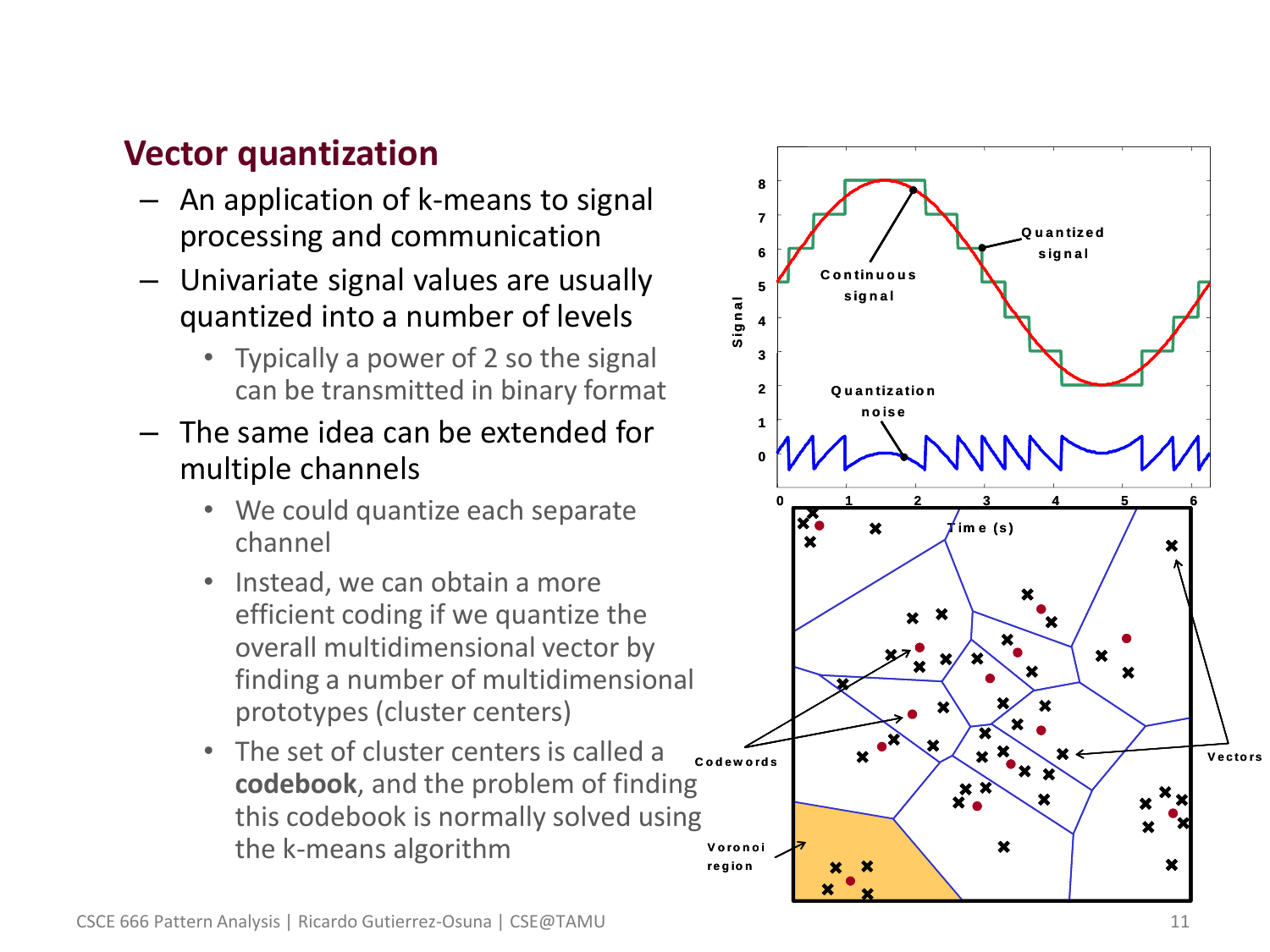## Vector quantization

- An application of k-means to signal processing and communication
- Univariate signal values are usually quantized into a number of levels
  - Typically a power of 2 so the signal can be transmitted in binary format
- The same idea can be extended for multiple channels
  - We could quantize each separate channel
  - Instead, we can obtain a more efficient coding if we quantize the overall multidimensional vector by finding a number of multidimensional prototypes (cluster centers)
  - The set of cluster centers is called a **codebook**, and the problem of finding this codebook is normally solved using the k-means algorithm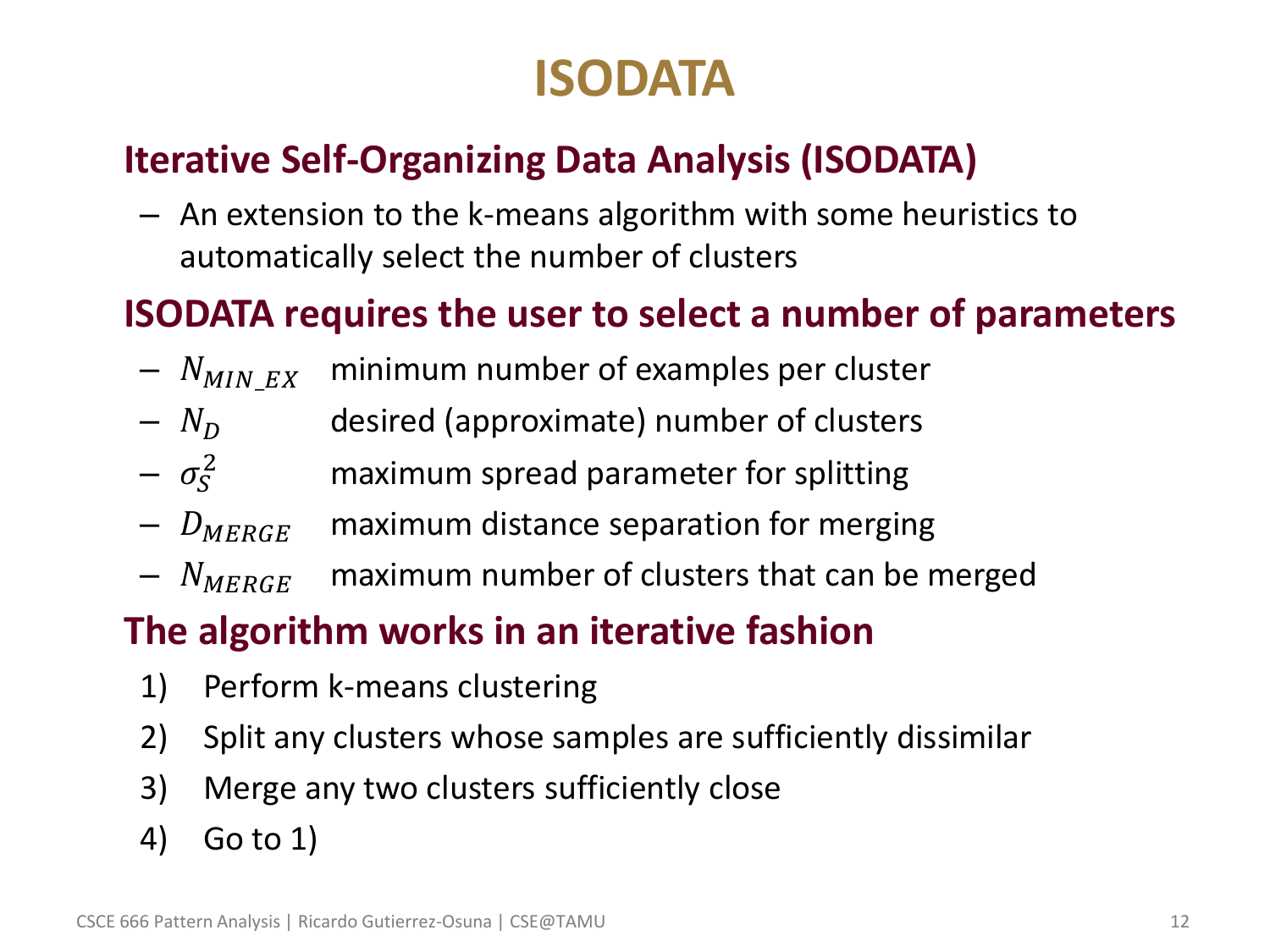# ISODATA

## Iterative Self-Organizing Data Analysis (ISODATA)

- An extension to the k-means algorithm with some heuristics to automatically select the number of clusters

## ISODATA requires the user to select a number of parameters

- $N_{MIN\_EX}$ minimum number of examples per cluster
- $N_D$ desired (approximate) number of clusters
- $\sigma_S^2$ maximum spread parameter for splitting
- $D_{MERGE}$ maximum distance separation for merging
- $N_{MERGE}$ maximum number of clusters that can be merged

## The algorithm works in an iterative fashion

1) Perform k-means clustering
2) Split any clusters whose samples are sufficiently dissimilar
3) Merge any two clusters sufficiently close
4) Go to 1)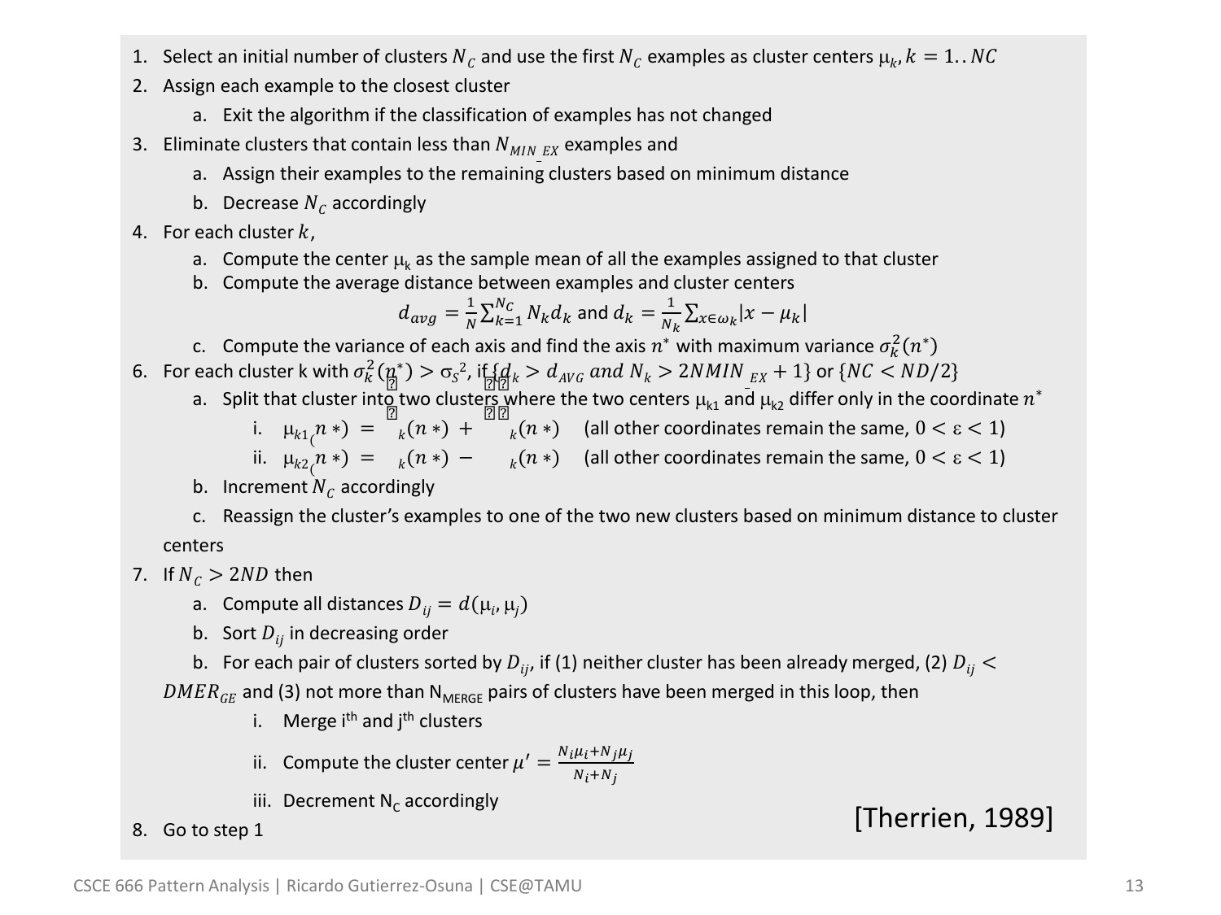1. Select an initial number of clusters $N_C$ and use the first $N_C$ examples as cluster centers $\mu_k, k = 1..NC$
2. Assign each example to the closest cluster
   a. Exit the algorithm if the classification of examples has not changed
3. Eliminate clusters that contain less than $N_{MIN\_EX}$ examples and
   a. Assign their examples to the remaining clusters based on minimum distance
   b. Decrease $N_C$ accordingly
4. For each cluster $k$,
   a. Compute the center $\mu_k$ as the sample mean of all the examples assigned to that cluster
   b. Compute the average distance between examples and cluster centers

   $$d_{avg} = \frac{1}{N}\sum_{k=1}^{N_C} N_k d_k \text{ and } d_k = \frac{1}{N_k}\sum_{x \in \omega_k} |x - \mu_k|$$

   c. Compute the variance of each axis and find the axis $n^*$ with maximum variance $\sigma_k^2(n^*)$
6. For each cluster k with $\sigma_k^2(n^*) > \sigma_S^2$, if $\{d_k > d_{AVG} \; and \; N_k > 2NMIN\_EX + 1\}$ or $\{NC < ND/2\}$
   a. Split that cluster into two clusters where the two centers $\mu_{k1}$ and $\mu_{k2}$ differ only in the coordinate $n^*$
      i. $\mu_{k1}(n*) = \;_k(n*) + \;_k(n*)$ (all other coordinates remain the same, $0 < \varepsilon < 1$)
      ii. $\mu_{k2}(n*) = \;_k(n*) - \;_k(n*)$ (all other coordinates remain the same, $0 < \varepsilon < 1$)
   b. Increment $N_C$ accordingly
   c. Reassign the cluster's examples to one of the two new clusters based on minimum distance to cluster centers
7. If $N_C > 2ND$ then
   a. Compute all distances $D_{ij} = d(\mu_i, \mu_j)$
   b. Sort $D_{ij}$ in decreasing order
   b. For each pair of clusters sorted by $D_{ij}$, if (1) neither cluster has been already merged, (2) $D_{ij} < DMER_{GE}$ and (3) not more than $N_{MERGE}$ pairs of clusters have been merged in this loop, then
      i. Merge i[th] and j[th] clusters
      ii. Compute the cluster center $\mu' = \frac{N_i\mu_i + N_j\mu_j}{N_i + N_j}$
      iii. Decrement $N_C$ accordingly
8. Go to step 1

[Therrien, 1989]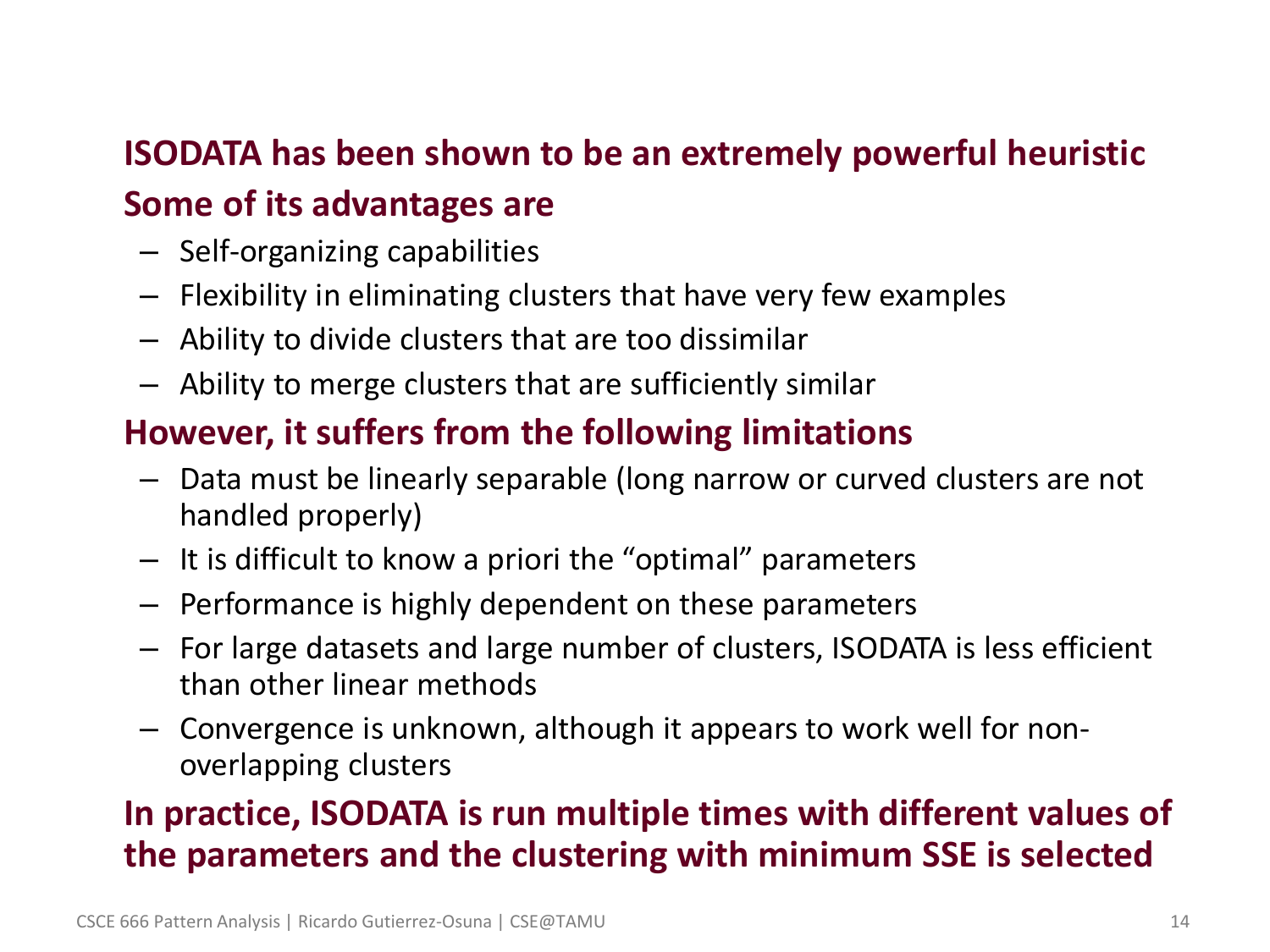**ISODATA has been shown to be an extremely powerful heuristic**

**Some of its advantages are**

- Self-organizing capabilities
- Flexibility in eliminating clusters that have very few examples
- Ability to divide clusters that are too dissimilar
- Ability to merge clusters that are sufficiently similar

**However, it suffers from the following limitations**

- Data must be linearly separable (long narrow or curved clusters are not handled properly)
- It is difficult to know a priori the "optimal" parameters
- Performance is highly dependent on these parameters
- For large datasets and large number of clusters, ISODATA is less efficient than other linear methods
- Convergence is unknown, although it appears to work well for non-overlapping clusters

**In practice, ISODATA is run multiple times with different values of the parameters and the clustering with minimum SSE is selected**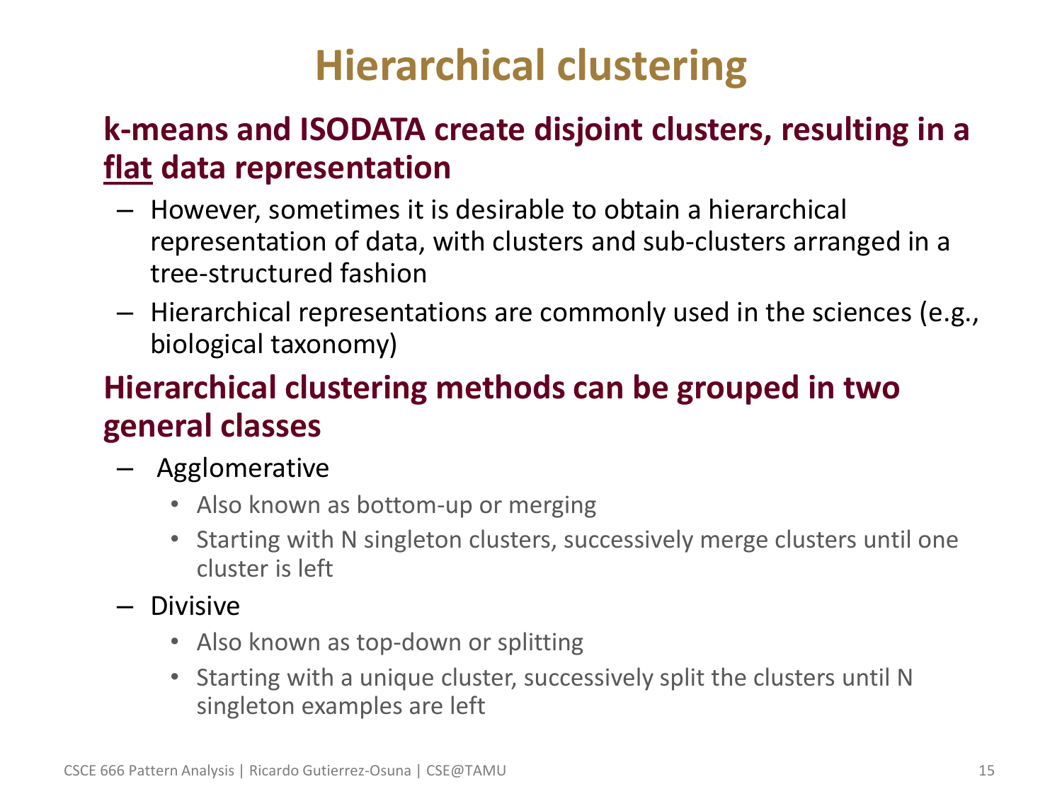# Hierarchical clustering

**k-means and ISODATA create disjoint clusters, resulting in a <u>flat</u> data representation**

- However, sometimes it is desirable to obtain a hierarchical representation of data, with clusters and sub-clusters arranged in a tree-structured fashion
- Hierarchical representations are commonly used in the sciences (e.g., biological taxonomy)

**Hierarchical clustering methods can be grouped in two general classes**

- Agglomerative
  - Also known as bottom-up or merging
  - Starting with N singleton clusters, successively merge clusters until one cluster is left
- Divisive
  - Also known as top-down or splitting
  - Starting with a unique cluster, successively split the clusters until N singleton examples are left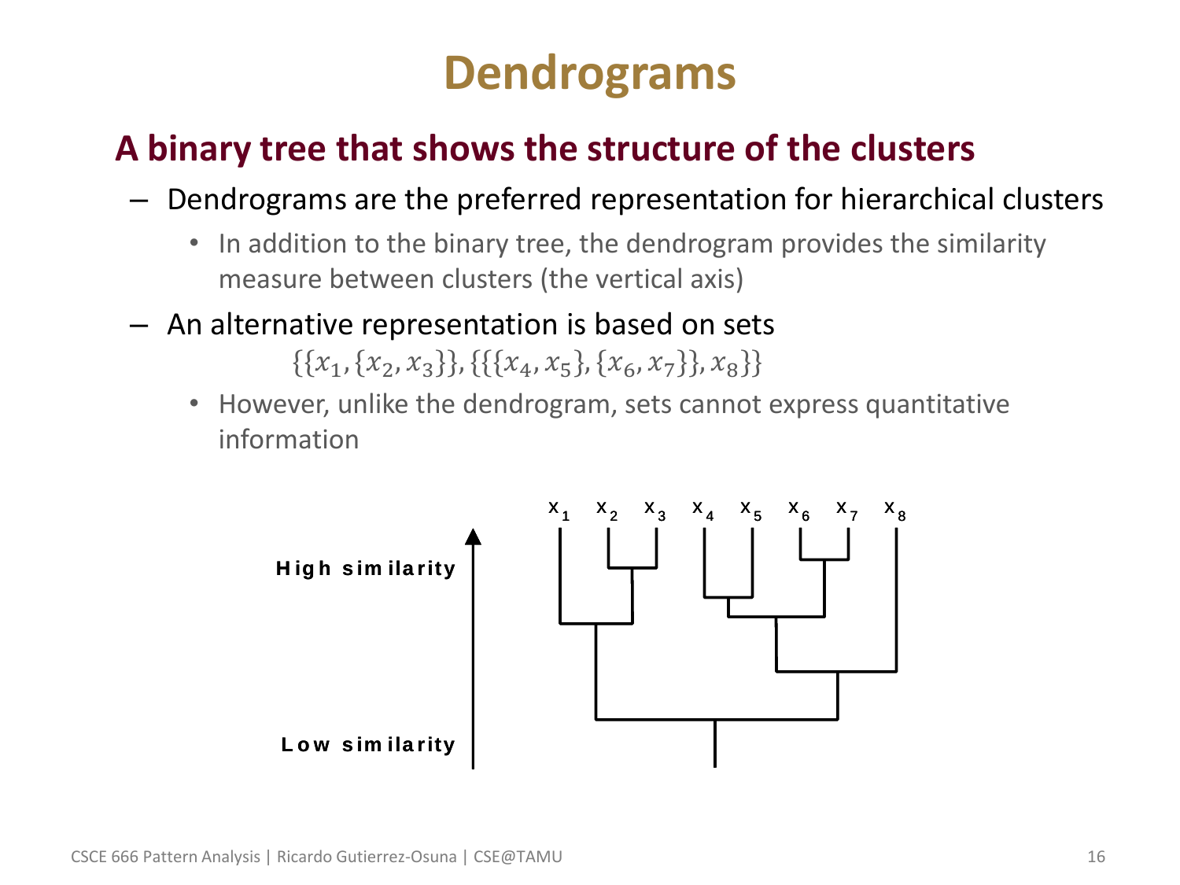# Dendrograms

## A binary tree that shows the structure of the clusters

- Dendrograms are the preferred representation for hierarchical clusters
  - In addition to the binary tree, the dendrogram provides the similarity measure between clusters (the vertical axis)
- An alternative representation is based on sets

$$\{\{x_1, \{x_2, x_3\}\}, \{\{\{x_4, x_5\}, \{x_6, x_7\}\}, x_8\}\}$$

  - However, unlike the dendrogram, sets cannot express quantitative information

High similarity

Low similarity

$x_1$ $x_2$ $x_3$ $x_4$ $x_5$ $x_6$ $x_7$ $x_8$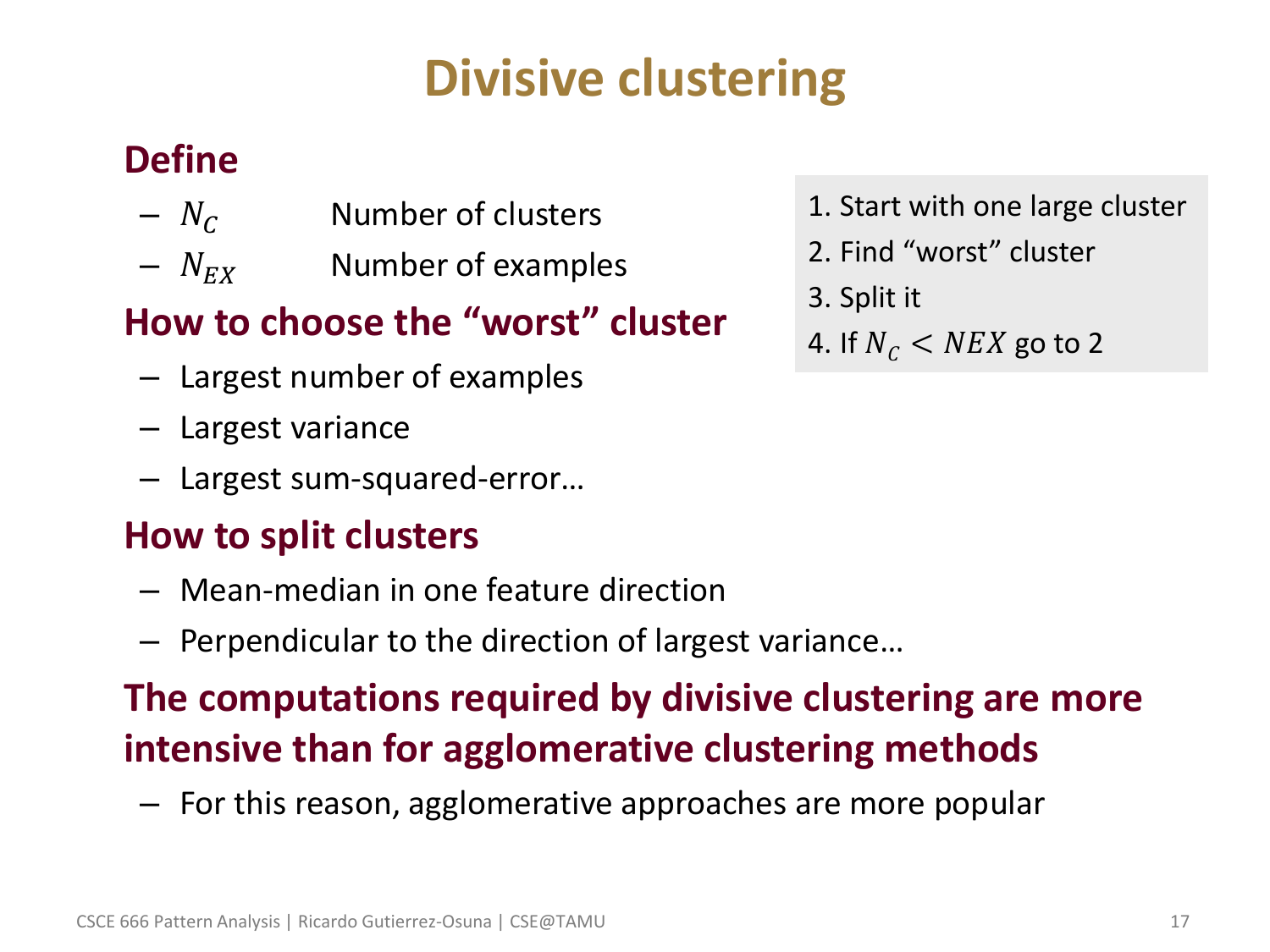# Divisive clustering

**Define**

- $N_C$ Number of clusters
- $N_{EX}$ Number of examples

**How to choose the "worst" cluster**

- Largest number of examples
- Largest variance
- Largest sum-squared-error…

**How to split clusters**

- Mean-median in one feature direction
- Perpendicular to the direction of largest variance…

**The computations required by divisive clustering are more intensive than for agglomerative clustering methods**

- For this reason, agglomerative approaches are more popular

1. Start with one large cluster
2. Find "worst" cluster
3. Split it
4. If $N_C < NEX$ go to 2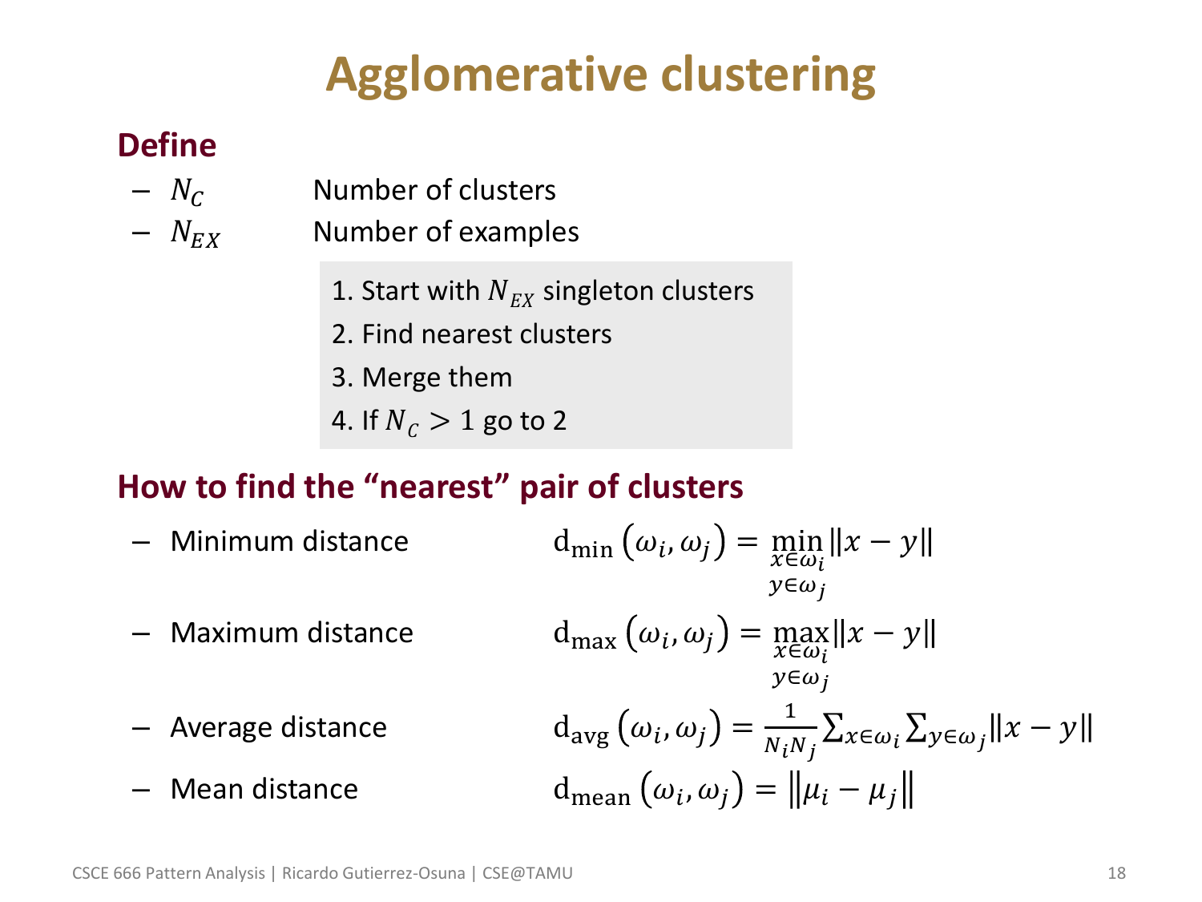# Agglomerative clustering

## Define

- $N_C$ Number of clusters
- $N_{EX}$ Number of examples

1. Start with $N_{EX}$ singleton clusters
2. Find nearest clusters
3. Merge them
4. If $N_C > 1$ go to 2

## How to find the "nearest" pair of clusters

- Minimum distance
$$\mathrm{d_{min}}\left(\omega_i, \omega_j\right) = \min_{\substack{x \in \omega_i \\ y \in \omega_j}} \|x - y\|$$

- Maximum distance
$$\mathrm{d_{max}}\left(\omega_i, \omega_j\right) = \max_{\substack{x \in \omega_i \\ y \in \omega_j}} \|x - y\|$$

- Average distance
$$\mathrm{d_{avg}}\left(\omega_i, \omega_j\right) = \frac{1}{N_i N_j} \sum_{x \in \omega_i} \sum_{y \in \omega_j} \|x - y\|$$

- Mean distance
$$\mathrm{d_{mean}}\left(\omega_i, \omega_j\right) = \left\|\mu_i - \mu_j\right\|$$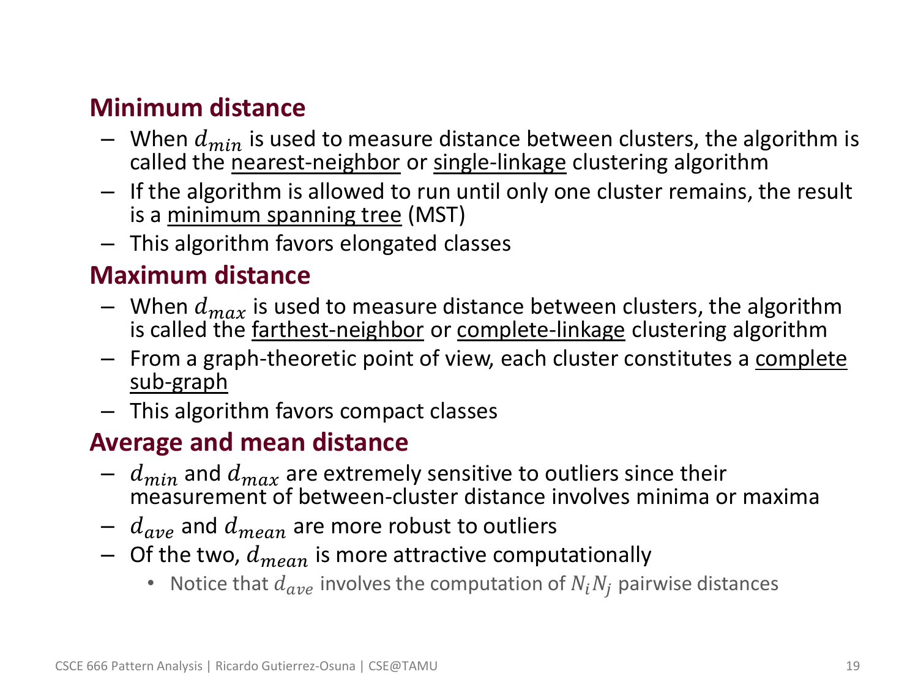## Minimum distance

- When $d_{min}$ is used to measure distance between clusters, the algorithm is called the nearest-neighbor or single-linkage clustering algorithm
- If the algorithm is allowed to run until only one cluster remains, the result is a minimum spanning tree (MST)
- This algorithm favors elongated classes

## Maximum distance

- When $d_{max}$ is used to measure distance between clusters, the algorithm is called the farthest-neighbor or complete-linkage clustering algorithm
- From a graph-theoretic point of view, each cluster constitutes a complete sub-graph
- This algorithm favors compact classes

## Average and mean distance

- $d_{min}$ and $d_{max}$ are extremely sensitive to outliers since their measurement of between-cluster distance involves minima or maxima
- $d_{ave}$ and $d_{mean}$ are more robust to outliers
- Of the two, $d_{mean}$ is more attractive computationally
  - Notice that $d_{ave}$ involves the computation of $N_i N_j$ pairwise distances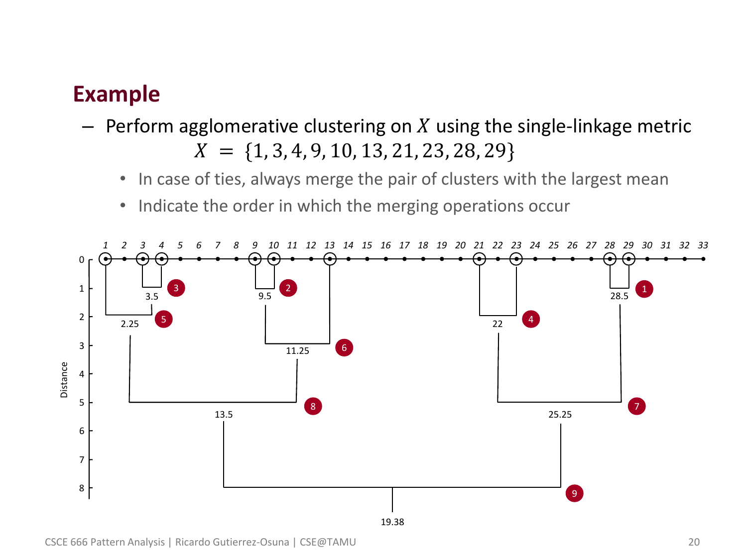## Example

- Perform agglomerative clustering on $X$ using the single-linkage metric

$$X = \{1, 3, 4, 9, 10, 13, 21, 23, 28, 29\}$$

  - In case of ties, always merge the pair of clusters with the largest mean
  - Indicate the order in which the merging operations occur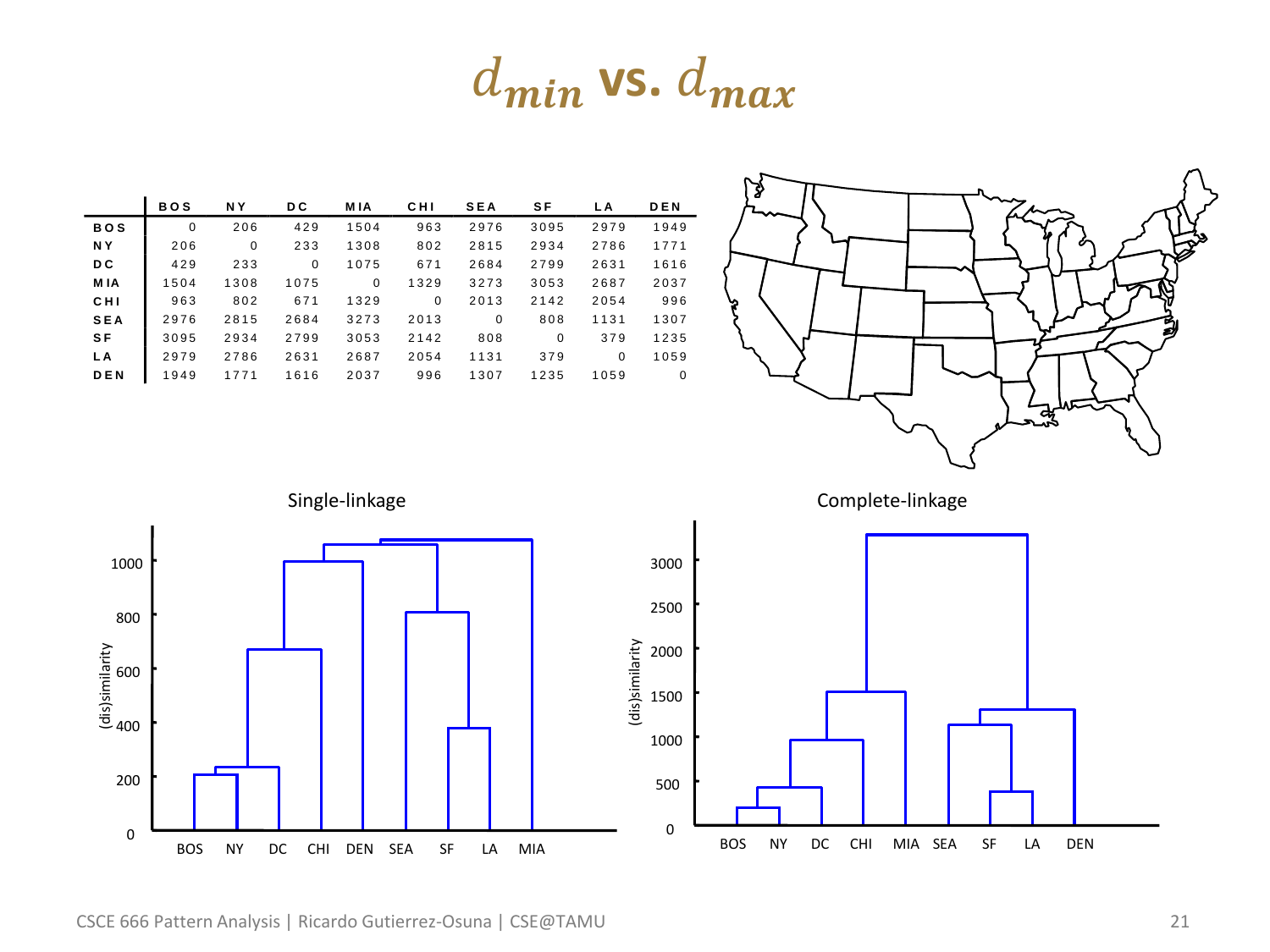# $d_{min}$ vs. $d_{max}$

| | BOS | NY | DC | MIA | CHI | SEA | SF | LA | DEN |
|---|---|---|---|---|---|---|---|---|---|
| BOS | 0 | 206 | 429 | 1504 | 963 | 2976 | 3095 | 2979 | 1949 |
| NY | 206 | 0 | 233 | 1308 | 802 | 2815 | 2934 | 2786 | 1771 |
| DC | 429 | 233 | 0 | 1075 | 671 | 2684 | 2799 | 2631 | 1616 |
| MIA | 1504 | 1308 | 1075 | 0 | 1329 | 3273 | 3053 | 2687 | 2037 |
| CHI | 963 | 802 | 671 | 1329 | 0 | 2013 | 2142 | 2054 | 996 |
| SEA | 2976 | 2815 | 2684 | 3273 | 2013 | 0 | 808 | 1131 | 1307 |
| SF | 3095 | 2934 | 2799 | 3053 | 2142 | 808 | 0 | 379 | 1235 |
| LA | 2979 | 2786 | 2631 | 2687 | 2054 | 1131 | 379 | 0 | 1059 |
| DEN | 1949 | 1771 | 1616 | 2037 | 996 | 1307 | 1235 | 1059 | 0 |

Single-linkage

(dis)similarity

0
200
400
600
800
1000

BOS NY DC CHI DEN SEA SF LA MIA

Complete-linkage

(dis)similarity

0
500
1000
1500
2000
2500
3000

BOS NY DC CHI MIA SEA SF LA DEN